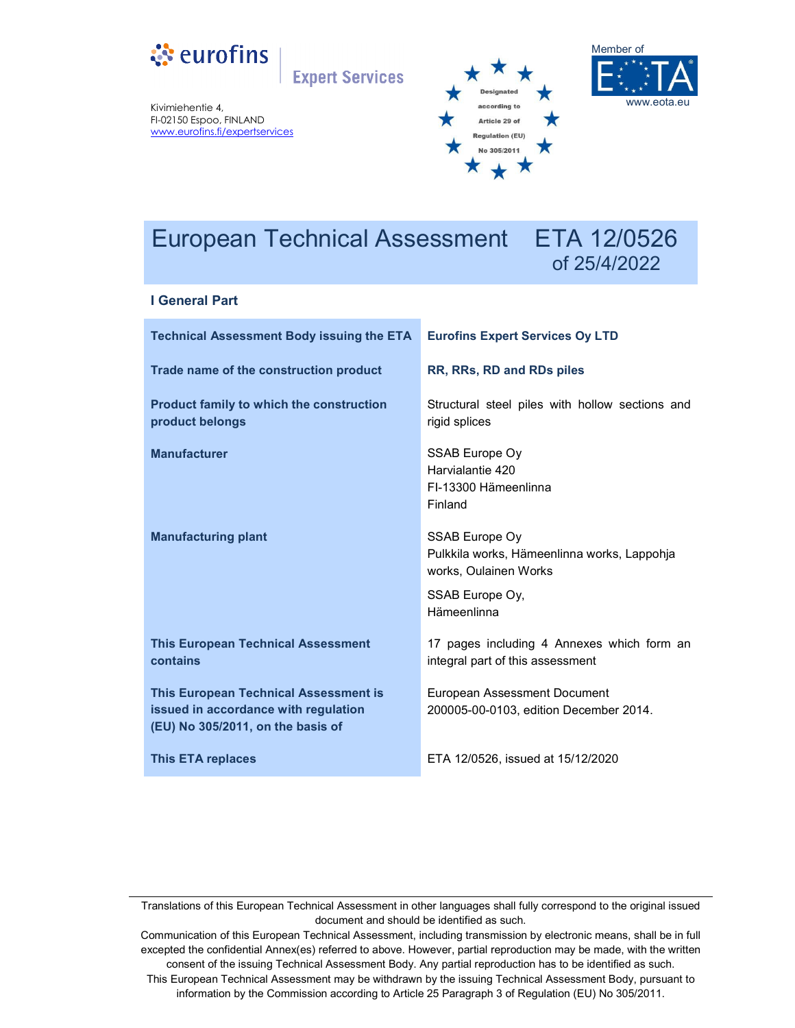eurofins Expert Services

Kivimiehentie 4,
FI-02150 Espoo, FINLAND
www.eurofins.fi/expertservices

Designated according to Article 29 of Regulation (EU) No 305/2011

Member of EOTA
www.eota.eu

# European Technical Assessment ETA 12/0526 of 25/4/2022

## I General Part

| | |
|---|---|
| **Technical Assessment Body issuing the ETA** | **Eurofins Expert Services Oy LTD** |
| **Trade name of the construction product** | **RR, RRs, RD and RDs piles** |
| **Product family to which the construction product belongs** | Structural steel piles with hollow sections and rigid splices |
| **Manufacturer** | SSAB Europe Oy<br>Harvialantie 420<br>FI-13300 Hämeenlinna<br>Finland |
| **Manufacturing plant** | SSAB Europe Oy<br>Pulkkila works, Hämeenlinna works, Lappohja works, Oulainen Works<br><br>SSAB Europe Oy,<br>Hämeenlinna |
| **This European Technical Assessment contains** | 17 pages including 4 Annexes which form an integral part of this assessment |
| **This European Technical Assessment is issued in accordance with regulation (EU) No 305/2011, on the basis of** | European Assessment Document 200005-00-0103, edition December 2014. |
| **This ETA replaces** | ETA 12/0526, issued at 15/12/2020 |

Translations of this European Technical Assessment in other languages shall fully correspond to the original issued document and should be identified as such.

Communication of this European Technical Assessment, including transmission by electronic means, shall be in full excepted the confidential Annex(es) referred to above. However, partial reproduction may be made, with the written consent of the issuing Technical Assessment Body. Any partial reproduction has to be identified as such.

This European Technical Assessment may be withdrawn by the issuing Technical Assessment Body, pursuant to information by the Commission according to Article 25 Paragraph 3 of Regulation (EU) No 305/2011.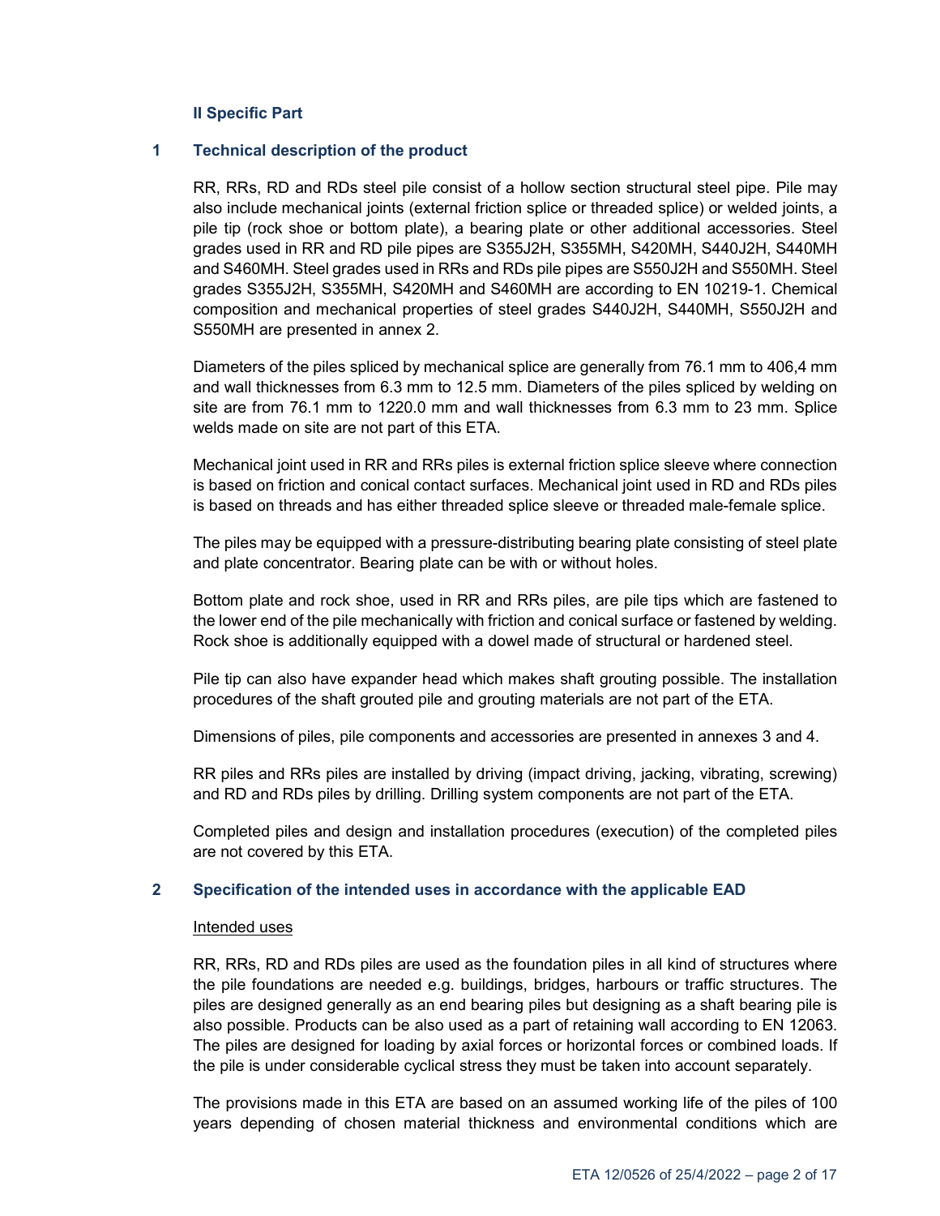## II Specific Part

### 1 Technical description of the product

RR, RRs, RD and RDs steel pile consist of a hollow section structural steel pipe. Pile may also include mechanical joints (external friction splice or threaded splice) or welded joints, a pile tip (rock shoe or bottom plate), a bearing plate or other additional accessories. Steel grades used in RR and RD pile pipes are S355J2H, S355MH, S420MH, S440J2H, S440MH and S460MH. Steel grades used in RRs and RDs pile pipes are S550J2H and S550MH. Steel grades S355J2H, S355MH, S420MH and S460MH are according to EN 10219-1. Chemical composition and mechanical properties of steel grades S440J2H, S440MH, S550J2H and S550MH are presented in annex 2.

Diameters of the piles spliced by mechanical splice are generally from 76.1 mm to 406,4 mm and wall thicknesses from 6.3 mm to 12.5 mm. Diameters of the piles spliced by welding on site are from 76.1 mm to 1220.0 mm and wall thicknesses from 6.3 mm to 23 mm. Splice welds made on site are not part of this ETA.

Mechanical joint used in RR and RRs piles is external friction splice sleeve where connection is based on friction and conical contact surfaces. Mechanical joint used in RD and RDs piles is based on threads and has either threaded splice sleeve or threaded male-female splice.

The piles may be equipped with a pressure-distributing bearing plate consisting of steel plate and plate concentrator. Bearing plate can be with or without holes.

Bottom plate and rock shoe, used in RR and RRs piles, are pile tips which are fastened to the lower end of the pile mechanically with friction and conical surface or fastened by welding. Rock shoe is additionally equipped with a dowel made of structural or hardened steel.

Pile tip can also have expander head which makes shaft grouting possible. The installation procedures of the shaft grouted pile and grouting materials are not part of the ETA.

Dimensions of piles, pile components and accessories are presented in annexes 3 and 4.

RR piles and RRs piles are installed by driving (impact driving, jacking, vibrating, screwing) and RD and RDs piles by drilling. Drilling system components are not part of the ETA.

Completed piles and design and installation procedures (execution) of the completed piles are not covered by this ETA.

### 2 Specification of the intended uses in accordance with the applicable EAD

Intended uses

RR, RRs, RD and RDs piles are used as the foundation piles in all kind of structures where the pile foundations are needed e.g. buildings, bridges, harbours or traffic structures. The piles are designed generally as an end bearing piles but designing as a shaft bearing pile is also possible. Products can be also used as a part of retaining wall according to EN 12063. The piles are designed for loading by axial forces or horizontal forces or combined loads. If the pile is under considerable cyclical stress they must be taken into account separately.

The provisions made in this ETA are based on an assumed working life of the piles of 100 years depending of chosen material thickness and environmental conditions which are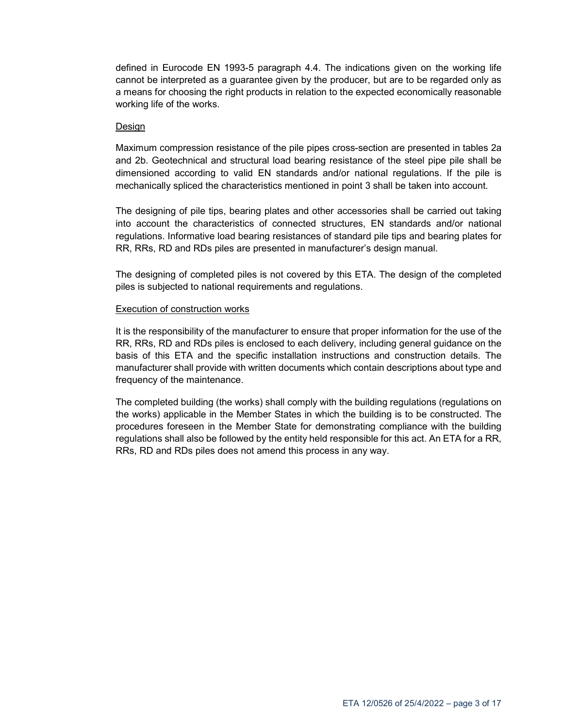defined in Eurocode EN 1993-5 paragraph 4.4. The indications given on the working life cannot be interpreted as a guarantee given by the producer, but are to be regarded only as a means for choosing the right products in relation to the expected economically reasonable working life of the works.

Design

Maximum compression resistance of the pile pipes cross-section are presented in tables 2a and 2b. Geotechnical and structural load bearing resistance of the steel pipe pile shall be dimensioned according to valid EN standards and/or national regulations. If the pile is mechanically spliced the characteristics mentioned in point 3 shall be taken into account.

The designing of pile tips, bearing plates and other accessories shall be carried out taking into account the characteristics of connected structures, EN standards and/or national regulations. Informative load bearing resistances of standard pile tips and bearing plates for RR, RRs, RD and RDs piles are presented in manufacturer's design manual.

The designing of completed piles is not covered by this ETA. The design of the completed piles is subjected to national requirements and regulations.

Execution of construction works

It is the responsibility of the manufacturer to ensure that proper information for the use of the RR, RRs, RD and RDs piles is enclosed to each delivery, including general guidance on the basis of this ETA and the specific installation instructions and construction details. The manufacturer shall provide with written documents which contain descriptions about type and frequency of the maintenance.

The completed building (the works) shall comply with the building regulations (regulations on the works) applicable in the Member States in which the building is to be constructed. The procedures foreseen in the Member State for demonstrating compliance with the building regulations shall also be followed by the entity held responsible for this act. An ETA for a RR, RRs, RD and RDs piles does not amend this process in any way.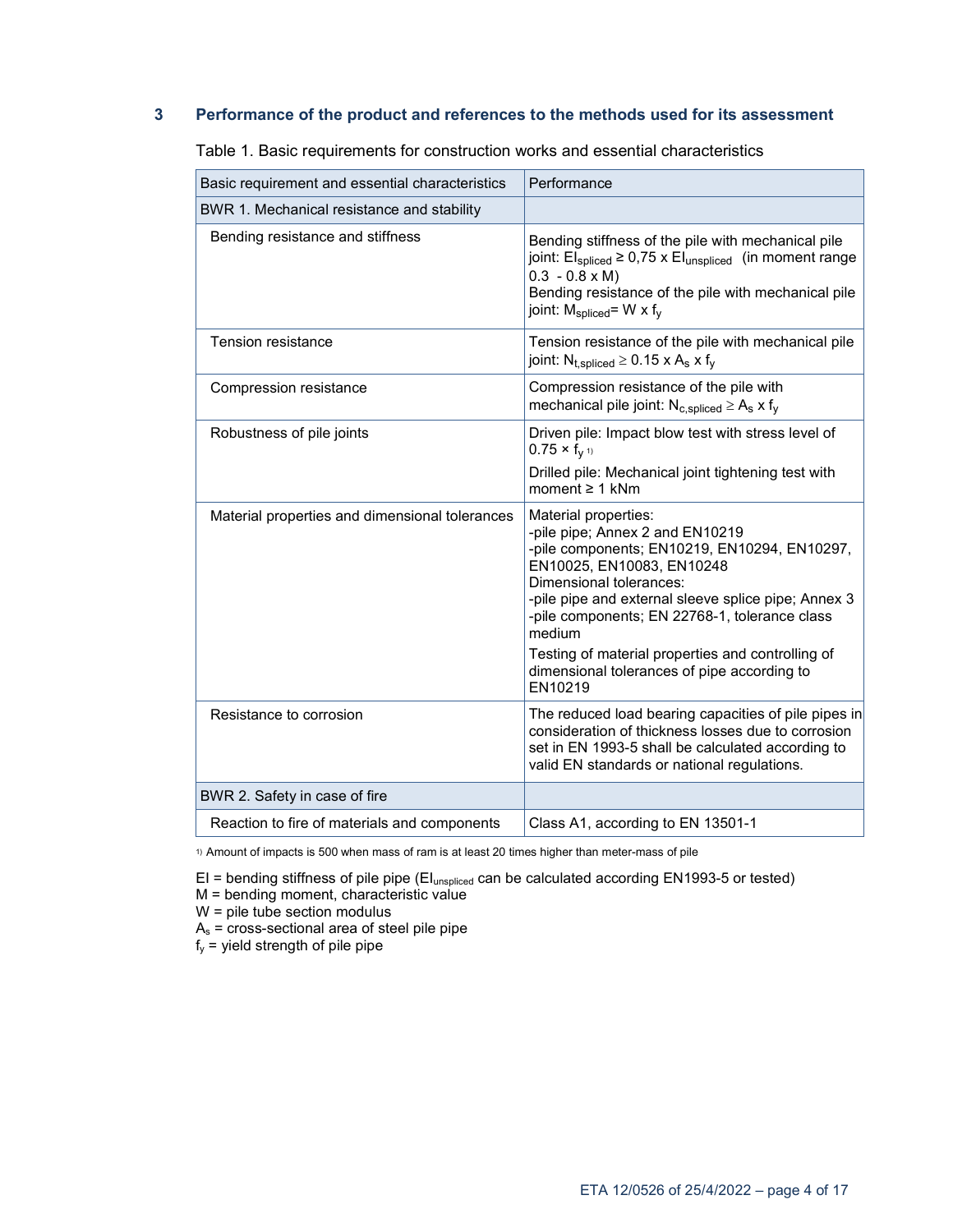## 3 Performance of the product and references to the methods used for its assessment

Table 1. Basic requirements for construction works and essential characteristics

| Basic requirement and essential characteristics | Performance |
|---|---|
| BWR 1. Mechanical resistance and stability | |
| Bending resistance and stiffness | Bending stiffness of the pile with mechanical pile joint: $EI_{spliced} \geq 0{,}75 \times EI_{unspliced}$ (in moment range $0.3 - 0.8 \times M$)<br>Bending resistance of the pile with mechanical pile joint: $M_{spliced} = W \times f_y$ |
| Tension resistance | Tension resistance of the pile with mechanical pile joint: $N_{t,spliced} \geq 0.15 \times A_s \times f_y$ |
| Compression resistance | Compression resistance of the pile with mechanical pile joint: $N_{c,spliced} \geq A_s \times f_y$ |
| Robustness of pile joints | Driven pile: Impact blow test with stress level of $0.75 \times f_y$ [1)]<br>Drilled pile: Mechanical joint tightening test with moment ≥ 1 kNm |
| Material properties and dimensional tolerances | Material properties:<br>-pile pipe; Annex 2 and EN10219<br>-pile components; EN10219, EN10294, EN10297, EN10025, EN10083, EN10248<br>Dimensional tolerances:<br>-pile pipe and external sleeve splice pipe; Annex 3<br>-pile components; EN 22768-1, tolerance class medium<br>Testing of material properties and controlling of dimensional tolerances of pipe according to EN10219 |
| Resistance to corrosion | The reduced load bearing capacities of pile pipes in consideration of thickness losses due to corrosion set in EN 1993-5 shall be calculated according to valid EN standards or national regulations. |
| BWR 2. Safety in case of fire | |
| Reaction to fire of materials and components | Class A1, according to EN 13501-1 |

1) Amount of impacts is 500 when mass of ram is at least 20 times higher than meter-mass of pile

$EI$ = bending stiffness of pile pipe ($EI_{unspliced}$ can be calculated according EN1993-5 or tested)
$M$ = bending moment, characteristic value
$W$ = pile tube section modulus
$A_s$ = cross-sectional area of steel pile pipe
$f_y$ = yield strength of pile pipe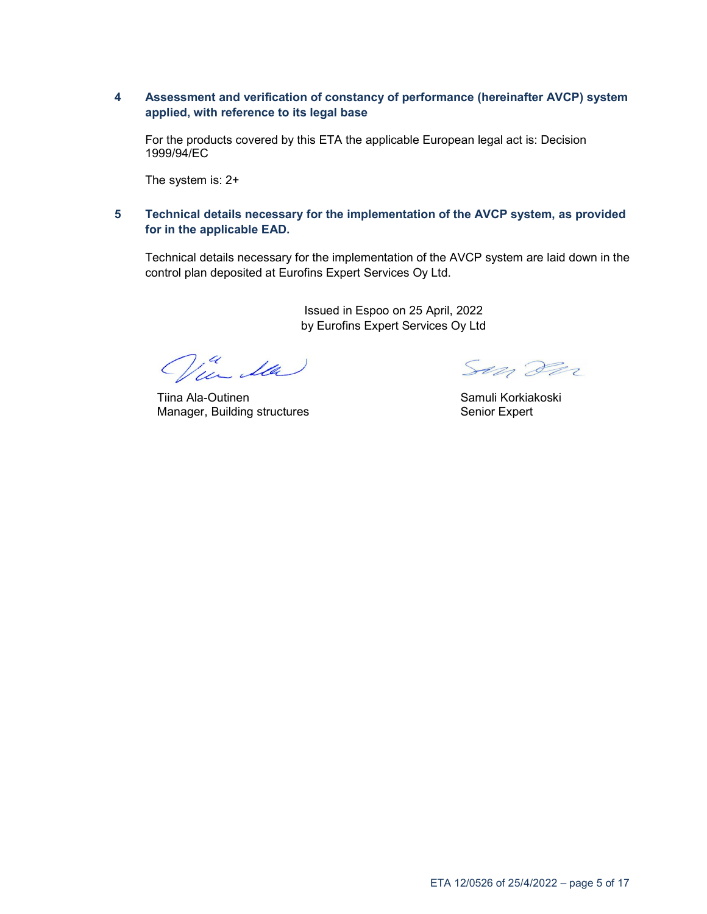## 4 Assessment and verification of constancy of performance (hereinafter AVCP) system applied, with reference to its legal base

For the products covered by this ETA the applicable European legal act is: Decision 1999/94/EC

The system is: 2+

## 5 Technical details necessary for the implementation of the AVCP system, as provided for in the applicable EAD.

Technical details necessary for the implementation of the AVCP system are laid down in the control plan deposited at Eurofins Expert Services Oy Ltd.

Issued in Espoo on 25 April, 2022
by Eurofins Expert Services Oy Ltd

Tiina Ala-Outinen
Manager, Building structures

Samuli Korkiakoski
Senior Expert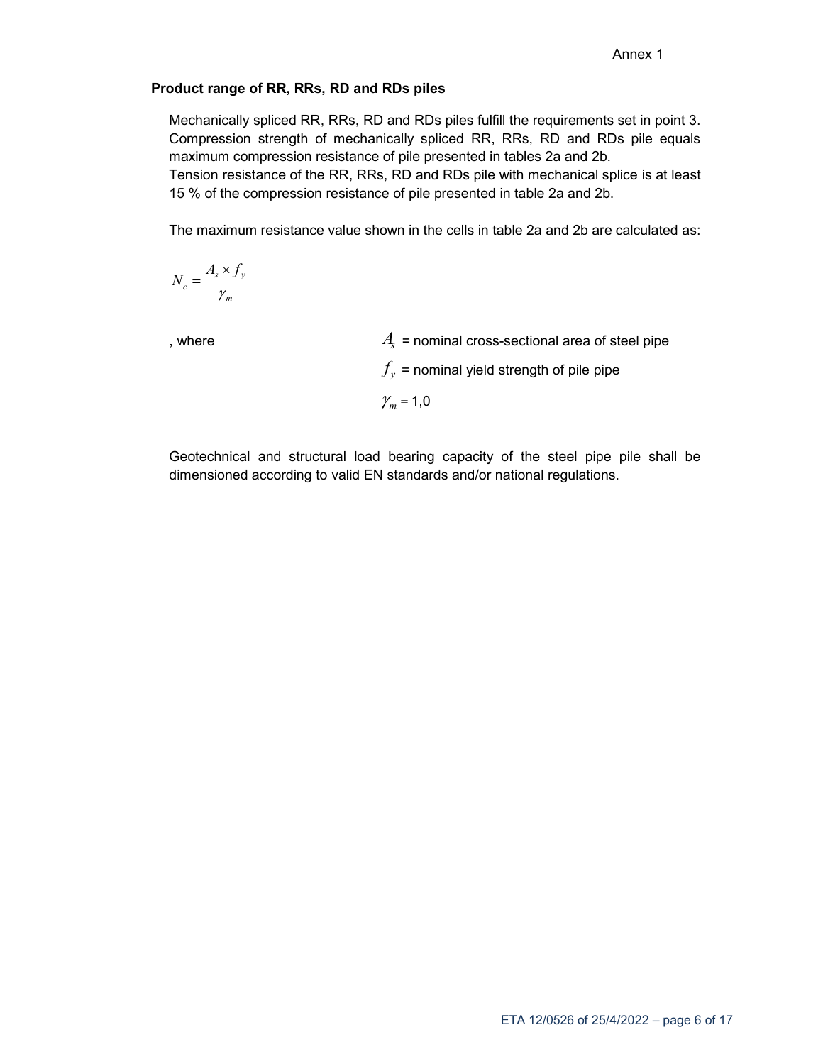Annex 1

**Product range of RR, RRs, RD and RDs piles**

Mechanically spliced RR, RRs, RD and RDs piles fulfill the requirements set in point 3. Compression strength of mechanically spliced RR, RRs, RD and RDs pile equals maximum compression resistance of pile presented in tables 2a and 2b.
Tension resistance of the RR, RRs, RD and RDs pile with mechanical splice is at least 15 % of the compression resistance of pile presented in table 2a and 2b.

The maximum resistance value shown in the cells in table 2a and 2b are calculated as:

$$N_c = \frac{A_s \times f_y}{\gamma_m}$$

, where

$A_s$ = nominal cross-sectional area of steel pipe

$f_y$ = nominal yield strength of pile pipe

$\gamma_m = 1{,}0$

Geotechnical and structural load bearing capacity of the steel pipe pile shall be dimensioned according to valid EN standards and/or national regulations.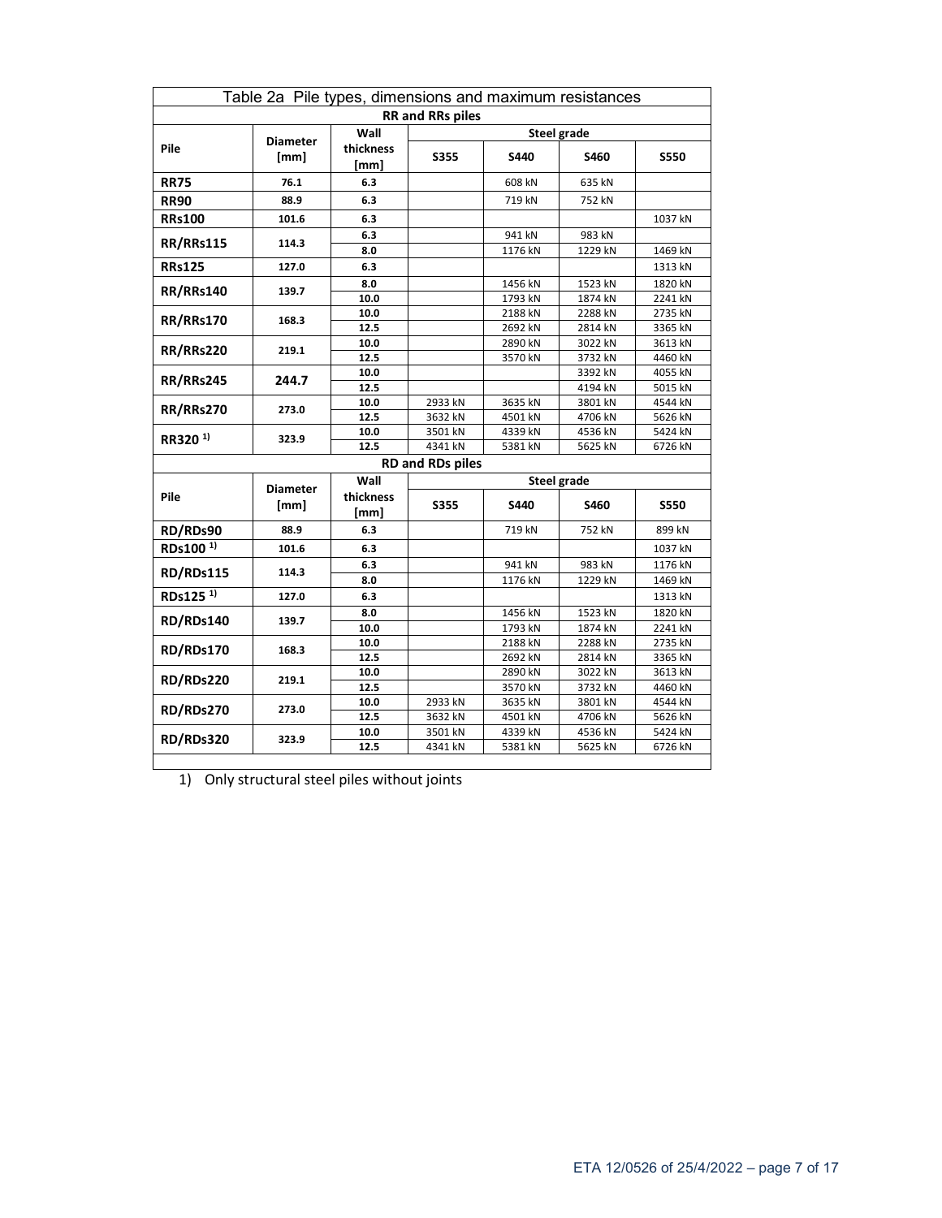| Table 2a Pile types, dimensions and maximum resistances | | | | | | |
|---|---|---|---|---|---|---|
| **RR and RRs piles** | | | | | | |
| **Pile** | **Diameter [mm]** | **Wall thickness [mm]** | **Steel grade** | | | |
| | | | **S355** | **S440** | **S460** | **S550** |
| **RR75** | **76.1** | **6.3** | | 608 kN | 635 kN | |
| **RR90** | **88.9** | **6.3** | | 719 kN | 752 kN | |
| **RRs100** | **101.6** | **6.3** | | | | 1037 kN |
| **RR/RRs115** | **114.3** | **6.3** | | 941 kN | 983 kN | |
| | | **8.0** | | 1176 kN | 1229 kN | 1469 kN |
| **RRs125** | **127.0** | **6.3** | | | | 1313 kN |
| **RR/RRs140** | **139.7** | **8.0** | | 1456 kN | 1523 kN | 1820 kN |
| | | **10.0** | | 1793 kN | 1874 kN | 2241 kN |
| **RR/RRs170** | **168.3** | **10.0** | | 2188 kN | 2288 kN | 2735 kN |
| | | **12.5** | | 2692 kN | 2814 kN | 3365 kN |
| **RR/RRs220** | **219.1** | **10.0** | | 2890 kN | 3022 kN | 3613 kN |
| | | **12.5** | | 3570 kN | 3732 kN | 4460 kN |
| **RR/RRs245** | **244.7** | **10.0** | | | 3392 kN | 4055 kN |
| | | **12.5** | | | 4194 kN | 5015 kN |
| **RR/RRs270** | **273.0** | **10.0** | 2933 kN | 3635 kN | 3801 kN | 4544 kN |
| | | **12.5** | 3632 kN | 4501 kN | 4706 kN | 5626 kN |
| **RR320** [1)] | **323.9** | **10.0** | 3501 kN | 4339 kN | 4536 kN | 5424 kN |
| | | **12.5** | 4341 kN | 5381 kN | 5625 kN | 6726 kN |
| **RD and RDs piles** | | | | | | |
| **Pile** | **Diameter [mm]** | **Wall thickness [mm]** | **Steel grade** | | | |
| | | | **S355** | **S440** | **S460** | **S550** |
| **RD/RDs90** | **88.9** | **6.3** | | 719 kN | 752 kN | 899 kN |
| **RDs100** [1)] | **101.6** | **6.3** | | | | 1037 kN |
| **RD/RDs115** | **114.3** | **6.3** | | 941 kN | 983 kN | 1176 kN |
| | | **8.0** | | 1176 kN | 1229 kN | 1469 kN |
| **RDs125** [1)] | **127.0** | **6.3** | | | | 1313 kN |
| **RD/RDs140** | **139.7** | **8.0** | | 1456 kN | 1523 kN | 1820 kN |
| | | **10.0** | | 1793 kN | 1874 kN | 2241 kN |
| **RD/RDs170** | **168.3** | **10.0** | | 2188 kN | 2288 kN | 2735 kN |
| | | **12.5** | | 2692 kN | 2814 kN | 3365 kN |
| **RD/RDs220** | **219.1** | **10.0** | | 2890 kN | 3022 kN | 3613 kN |
| | | **12.5** | | 3570 kN | 3732 kN | 4460 kN |
| **RD/RDs270** | **273.0** | **10.0** | 2933 kN | 3635 kN | 3801 kN | 4544 kN |
| | | **12.5** | 3632 kN | 4501 kN | 4706 kN | 5626 kN |
| **RD/RDs320** | **323.9** | **10.0** | 3501 kN | 4339 kN | 4536 kN | 5424 kN |
| | | **12.5** | 4341 kN | 5381 kN | 5625 kN | 6726 kN |

1) Only structural steel piles without joints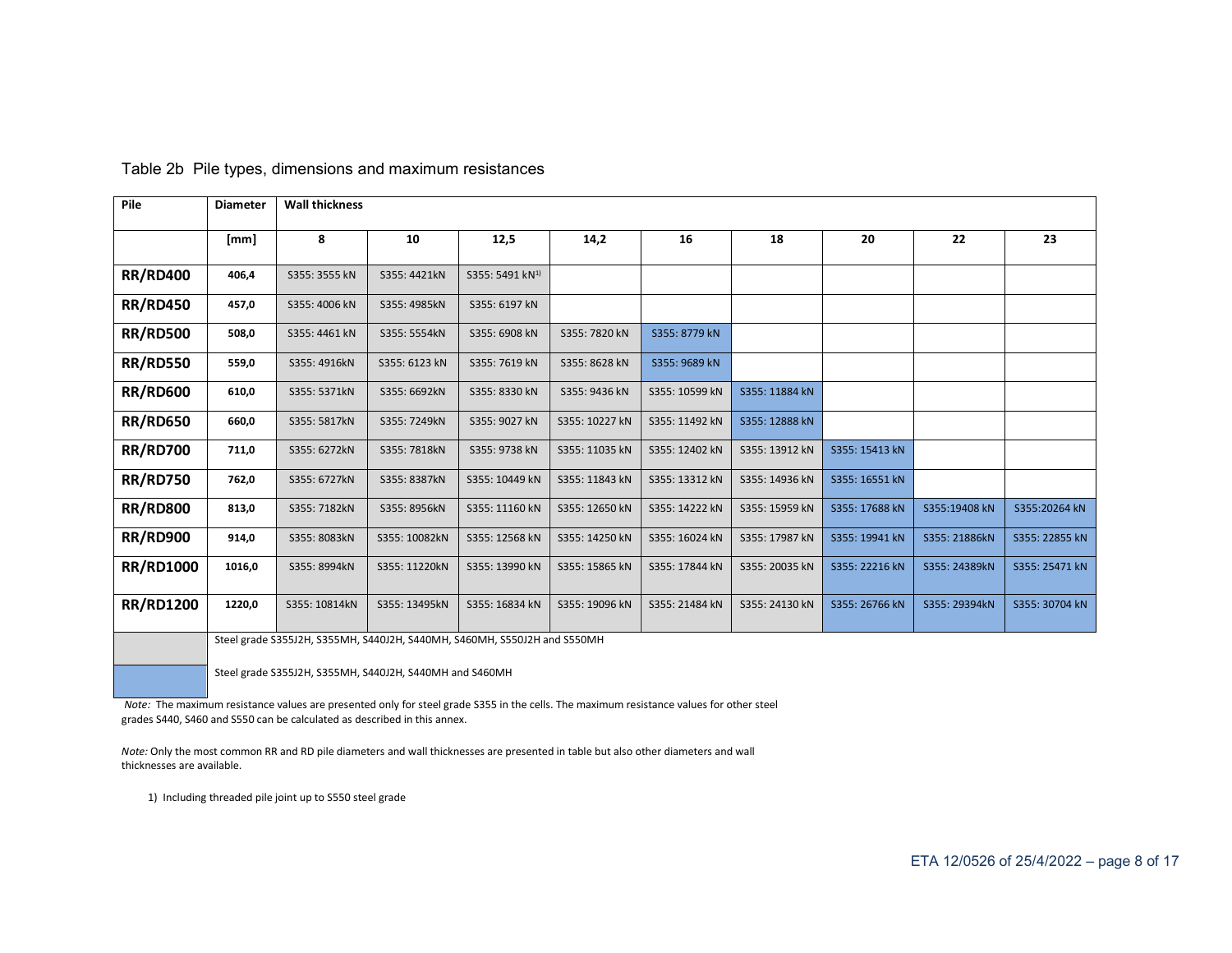Table 2b Pile types, dimensions and maximum resistances

| Pile | Diameter | Wall thickness | | | | | | | | |
|---|---|---|---|---|---|---|---|---|---|---|
| | [mm] | 8 | 10 | 12,5 | 14,2 | 16 | 18 | 20 | 22 | 23 |
| **RR/RD400** | 406,4 | S355: 3555 kN | S355: 4421kN | S355: 5491 kN[1)] | | | | | | |
| **RR/RD450** | 457,0 | S355: 4006 kN | S355: 4985kN | S355: 6197 kN | | | | | | |
| **RR/RD500** | 508,0 | S355: 4461 kN | S355: 5554kN | S355: 6908 kN | S355: 7820 kN | S355: 8779 kN | | | | |
| **RR/RD550** | 559,0 | S355: 4916kN | S355: 6123 kN | S355: 7619 kN | S355: 8628 kN | S355: 9689 kN | | | | |
| **RR/RD600** | 610,0 | S355: 5371kN | S355: 6692kN | S355: 8330 kN | S355: 9436 kN | S355: 10599 kN | S355: 11884 kN | | | |
| **RR/RD650** | 660,0 | S355: 5817kN | S355: 7249kN | S355: 9027 kN | S355: 10227 kN | S355: 11492 kN | S355: 12888 kN | | | |
| **RR/RD700** | 711,0 | S355: 6272kN | S355: 7818kN | S355: 9738 kN | S355: 11035 kN | S355: 12402 kN | S355: 13912 kN | S355: 15413 kN | | |
| **RR/RD750** | 762,0 | S355: 6727kN | S355: 8387kN | S355: 10449 kN | S355: 11843 kN | S355: 13312 kN | S355: 14936 kN | S355: 16551 kN | | |
| **RR/RD800** | 813,0 | S355: 7182kN | S355: 8956kN | S355: 11160 kN | S355: 12650 kN | S355: 14222 kN | S355: 15959 kN | S355: 17688 kN | S355:19408 kN | S355:20264 kN |
| **RR/RD900** | 914,0 | S355: 8083kN | S355: 10082kN | S355: 12568 kN | S355: 14250 kN | S355: 16024 kN | S355: 17987 kN | S355: 19941 kN | S355: 21886kN | S355: 22855 kN |
| **RR/RD1000** | 1016,0 | S355: 8994kN | S355: 11220kN | S355: 13990 kN | S355: 15865 kN | S355: 17844 kN | S355: 20035 kN | S355: 22216 kN | S355: 24389kN | S355: 25471 kN |
| **RR/RD1200** | 1220,0 | S355: 10814kN | S355: 13495kN | S355: 16834 kN | S355: 19096 kN | S355: 21484 kN | S355: 24130 kN | S355: 26766 kN | S355: 29394kN | S355: 30704 kN |

| Legend | |
|---|---|
| Grey | Steel grade S355J2H, S355MH, S440J2H, S440MH, S460MH, S550J2H and S550MH |
| Blue | Steel grade S355J2H, S355MH, S440J2H, S440MH and S460MH |

*Note:* The maximum resistance values are presented only for steel grade S355 in the cells. The maximum resistance values for other steel grades S440, S460 and S550 can be calculated as described in this annex.

*Note:* Only the most common RR and RD pile diameters and wall thicknesses are presented in table but also other diameters and wall thicknesses are available.

1) Including threaded pile joint up to S550 steel grade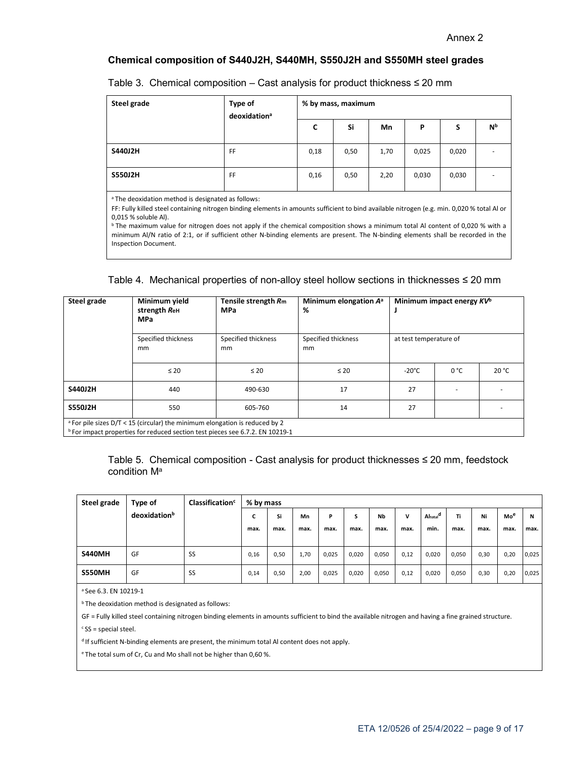Annex 2

### Chemical composition of S440J2H, S440MH, S550J2H and S550MH steel grades

Table 3. Chemical composition – Cast analysis for product thickness ≤ 20 mm

| Steel grade | Type of deoxidation[a] | % by mass, maximum | | | | | |
|---|---|---|---|---|---|---|---|
| | | C | Si | Mn | P | S | N[b] |
| **S440J2H** | FF | 0,18 | 0,50 | 1,70 | 0,025 | 0,020 | - |
| **S550J2H** | FF | 0,16 | 0,50 | 2,20 | 0,030 | 0,030 | - |

[a] The deoxidation method is designated as follows:
FF: Fully killed steel containing nitrogen binding elements in amounts sufficient to bind available nitrogen (e.g. min. 0,020 % total Al or 0,015 % soluble Al).
[b] The maximum value for nitrogen does not apply if the chemical composition shows a minimum total Al content of 0,020 % with a minimum Al/N ratio of 2:1, or if sufficient other N-binding elements are present. The N-binding elements shall be recorded in the Inspection Document.

Table 4. Mechanical properties of non-alloy steel hollow sections in thicknesses ≤ 20 mm

| Steel grade | Minimum yield strength $R_{eH}$ MPa | Tensile strength $R_m$ MPa | Minimum elongation $A$[a] % | Minimum impact energy $KV$[b] J | | |
|---|---|---|---|---|---|---|
| | Specified thickness mm | Specified thickness mm | Specified thickness mm | at test temperature of | | |
| | ≤ 20 | ≤ 20 | ≤ 20 | -20°C | 0 °C | 20 °C |
| **S440J2H** | 440 | 490-630 | 17 | 27 | - | - |
| **S550J2H** | 550 | 605-760 | 14 | 27 | | - |

[a] For pile sizes D/T < 15 (circular) the minimum elongation is reduced by 2
[b] For impact properties for reduced section test pieces see 6.7.2. EN 10219-1

Table 5. Chemical composition - Cast analysis for product thicknesses ≤ 20 mm, feedstock condition M[a]

| Steel grade | Type of deoxidation[b] | Classification[c] | % by mass | | | | | | | | | | | |
|---|---|---|---|---|---|---|---|---|---|---|---|---|---|---|
| | | | C max. | Si max. | Mn max. | P max. | S max. | Nb max. | V max. | $Al_{total}$[d] min. | Ti max. | Ni max. | Mo[e] max. | N max. |
| **S440MH** | GF | SS | 0,16 | 0,50 | 1,70 | 0,025 | 0,020 | 0,050 | 0,12 | 0,020 | 0,050 | 0,30 | 0,20 | 0,025 |
| **S550MH** | GF | SS | 0,14 | 0,50 | 2,00 | 0,025 | 0,020 | 0,050 | 0,12 | 0,020 | 0,050 | 0,30 | 0,20 | 0,025 |

[a] See 6.3. EN 10219-1

[b] The deoxidation method is designated as follows:

GF = Fully killed steel containing nitrogen binding elements in amounts sufficient to bind the available nitrogen and having a fine grained structure.

[c] SS = special steel.

[d] If sufficient N-binding elements are present, the minimum total Al content does not apply.

[e] The total sum of Cr, Cu and Mo shall not be higher than 0,60 %.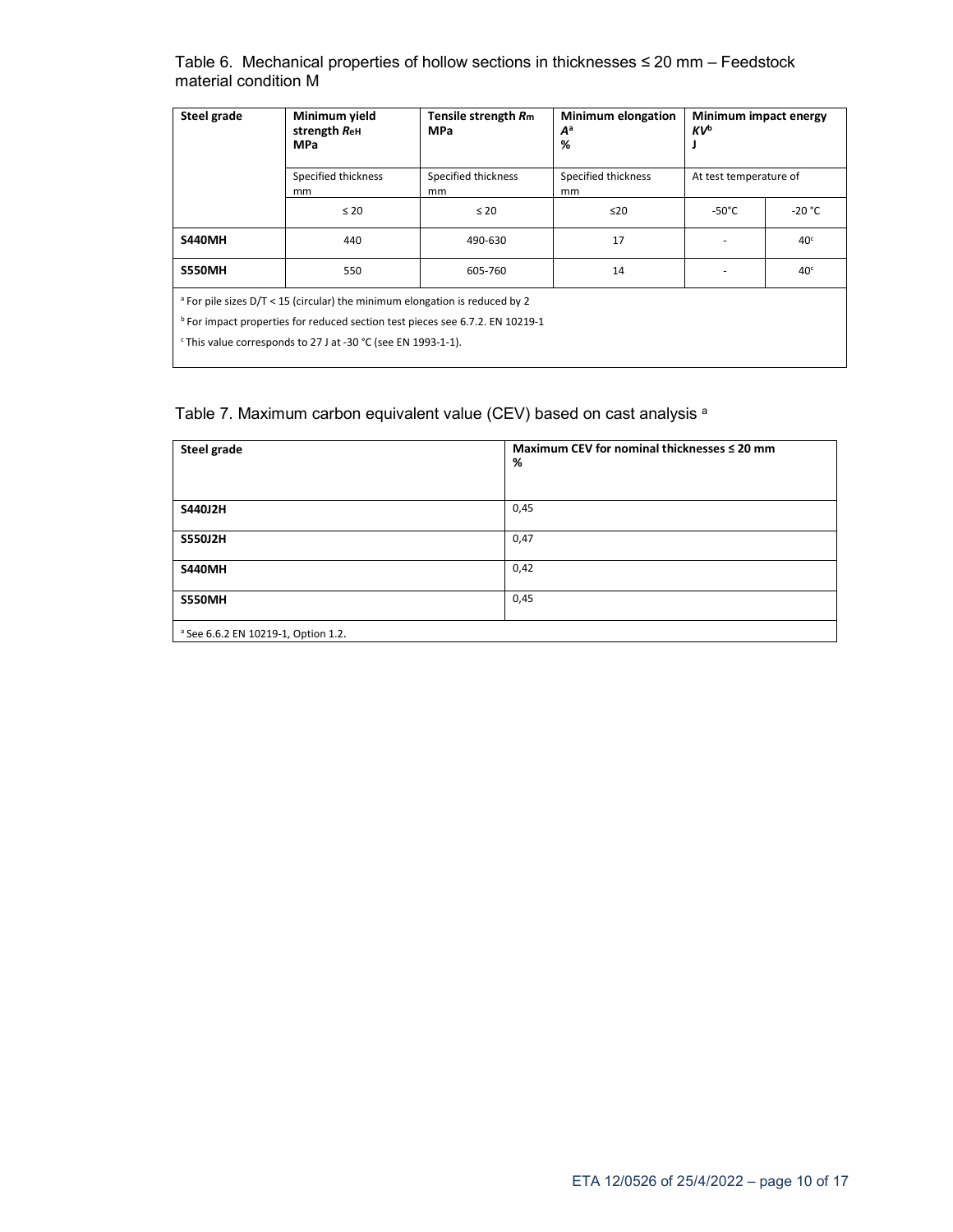Table 6. Mechanical properties of hollow sections in thicknesses ≤ 20 mm – Feedstock material condition M

| Steel grade | Minimum yield strength $R_{eH}$ MPa | Tensile strength $R_m$ MPa | Minimum elongation $A$[a] % | Minimum impact energy $KV$[b] J | |
|---|---|---|---|---|---|
| | Specified thickness mm | Specified thickness mm | Specified thickness mm | At test temperature of | |
| | ≤ 20 | ≤ 20 | ≤20 | -50°C | -20 °C |
| **S440MH** | 440 | 490-630 | 17 | - | 40[c] |
| **S550MH** | 550 | 605-760 | 14 | - | 40[c] |

[a] For pile sizes D/T < 15 (circular) the minimum elongation is reduced by 2

[b] For impact properties for reduced section test pieces see 6.7.2. EN 10219-1

[c] This value corresponds to 27 J at -30 °C (see EN 1993-1-1).

Table 7. Maximum carbon equivalent value (CEV) based on cast analysis [a]

| Steel grade | Maximum CEV for nominal thicknesses ≤ 20 mm % |
|---|---|
| **S440J2H** | 0,45 |
| **S550J2H** | 0,47 |
| **S440MH** | 0,42 |
| **S550MH** | 0,45 |

[a] See 6.6.2 EN 10219-1, Option 1.2.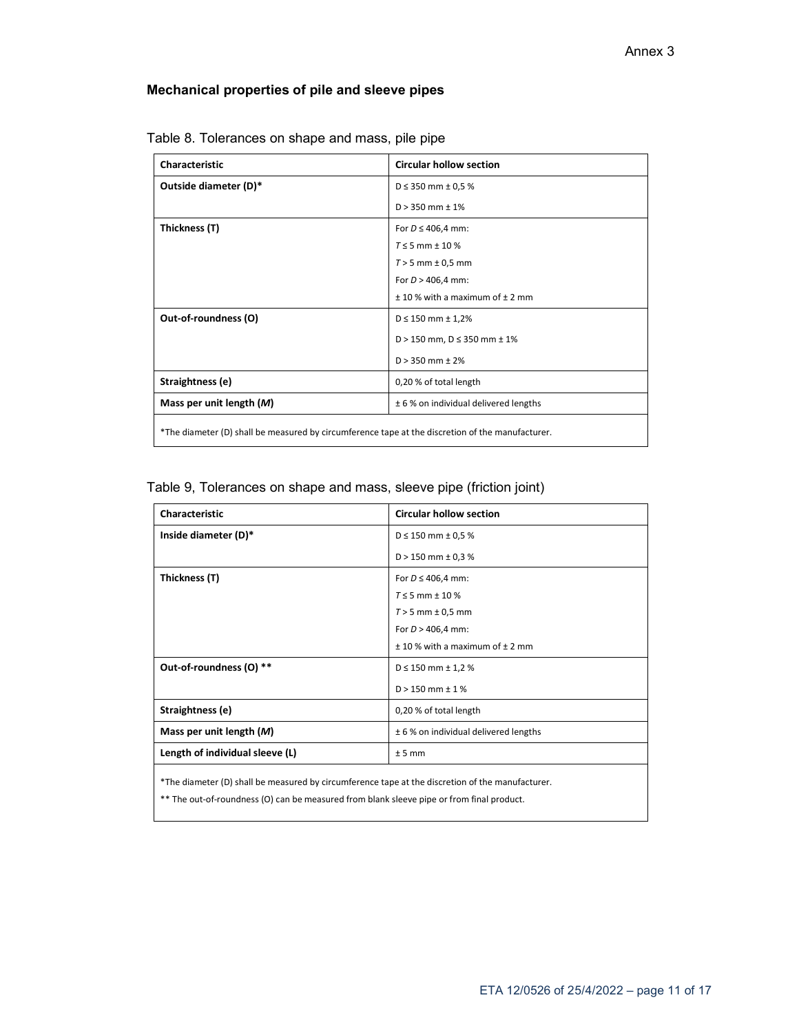Annex 3

## Mechanical properties of pile and sleeve pipes

Table 8. Tolerances on shape and mass, pile pipe

| Characteristic | Circular hollow section |
|---|---|
| **Outside diameter (D)*** | D ≤ 350 mm ± 0,5 %<br>D > 350 mm ± 1% |
| **Thickness (T)** | For *D* ≤ 406,4 mm:<br>*T* ≤ 5 mm ± 10 %<br>*T* > 5 mm ± 0,5 mm<br>For *D* > 406,4 mm:<br>± 10 % with a maximum of ± 2 mm |
| **Out-of-roundness (O)** | D ≤ 150 mm ± 1,2%<br>D > 150 mm, D ≤ 350 mm ± 1%<br>D > 350 mm ± 2% |
| **Straightness (e)** | 0,20 % of total length |
| **Mass per unit length (*M*)** | ± 6 % on individual delivered lengths |

*The diameter (D) shall be measured by circumference tape at the discretion of the manufacturer.

Table 9, Tolerances on shape and mass, sleeve pipe (friction joint)

| Characteristic | Circular hollow section |
|---|---|
| **Inside diameter (D)*** | D ≤ 150 mm ± 0,5 %<br>D > 150 mm ± 0,3 % |
| **Thickness (T)** | For *D* ≤ 406,4 mm:<br>*T* ≤ 5 mm ± 10 %<br>*T* > 5 mm ± 0,5 mm<br>For *D* > 406,4 mm:<br>± 10 % with a maximum of ± 2 mm |
| **Out-of-roundness (O) **** | D ≤ 150 mm ± 1,2 %<br>D > 150 mm ± 1 % |
| **Straightness (e)** | 0,20 % of total length |
| **Mass per unit length (*M*)** | ± 6 % on individual delivered lengths |
| **Length of individual sleeve (L)** | ± 5 mm |

*The diameter (D) shall be measured by circumference tape at the discretion of the manufacturer.

** The out-of-roundness (O) can be measured from blank sleeve pipe or from final product.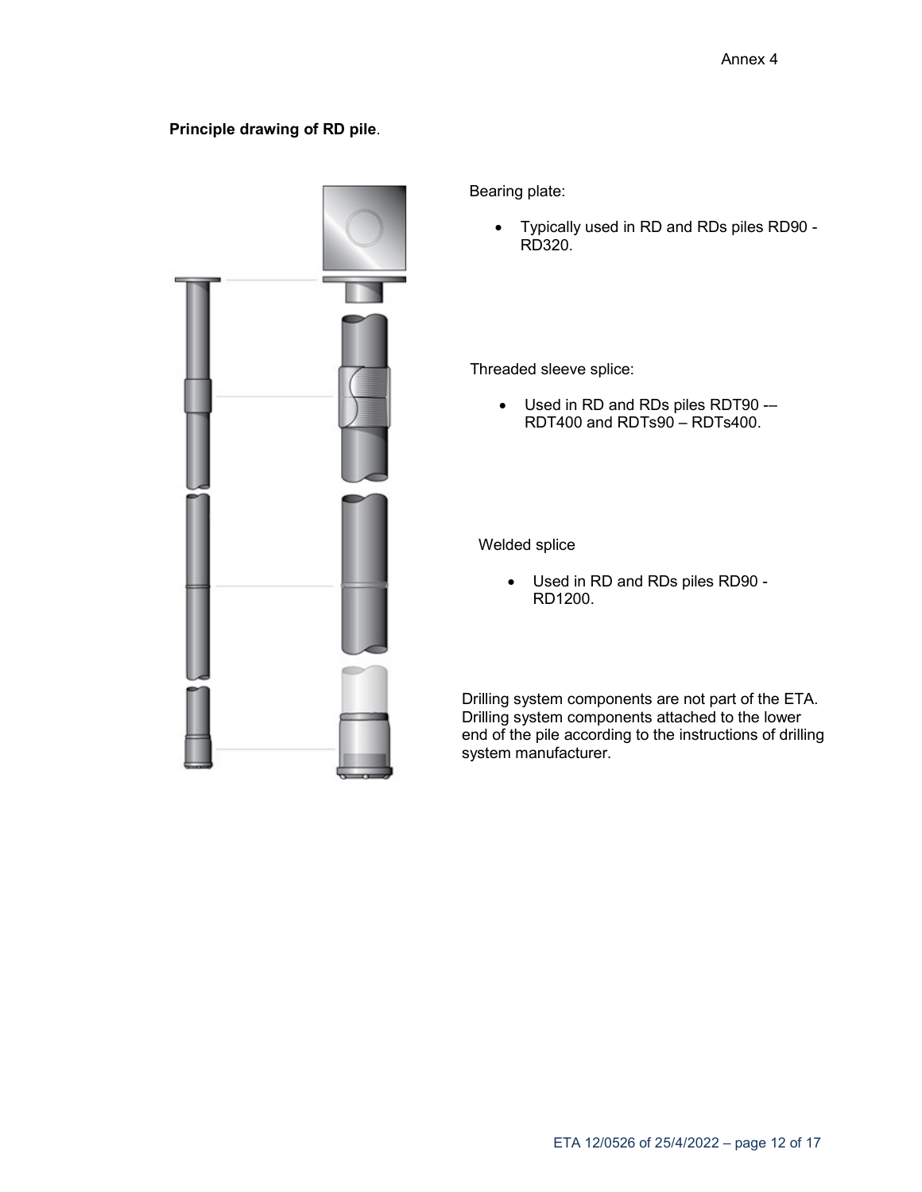Annex 4

**Principle drawing of RD pile**.

Bearing plate:

- Typically used in RD and RDs piles RD90 - RD320.

Threaded sleeve splice:

- Used in RD and RDs piles RDT90 -– RDT400 and RDTs90 – RDTs400.

Welded splice

- Used in RD and RDs piles RD90 - RD1200.

Drilling system components are not part of the ETA. Drilling system components attached to the lower end of the pile according to the instructions of drilling system manufacturer.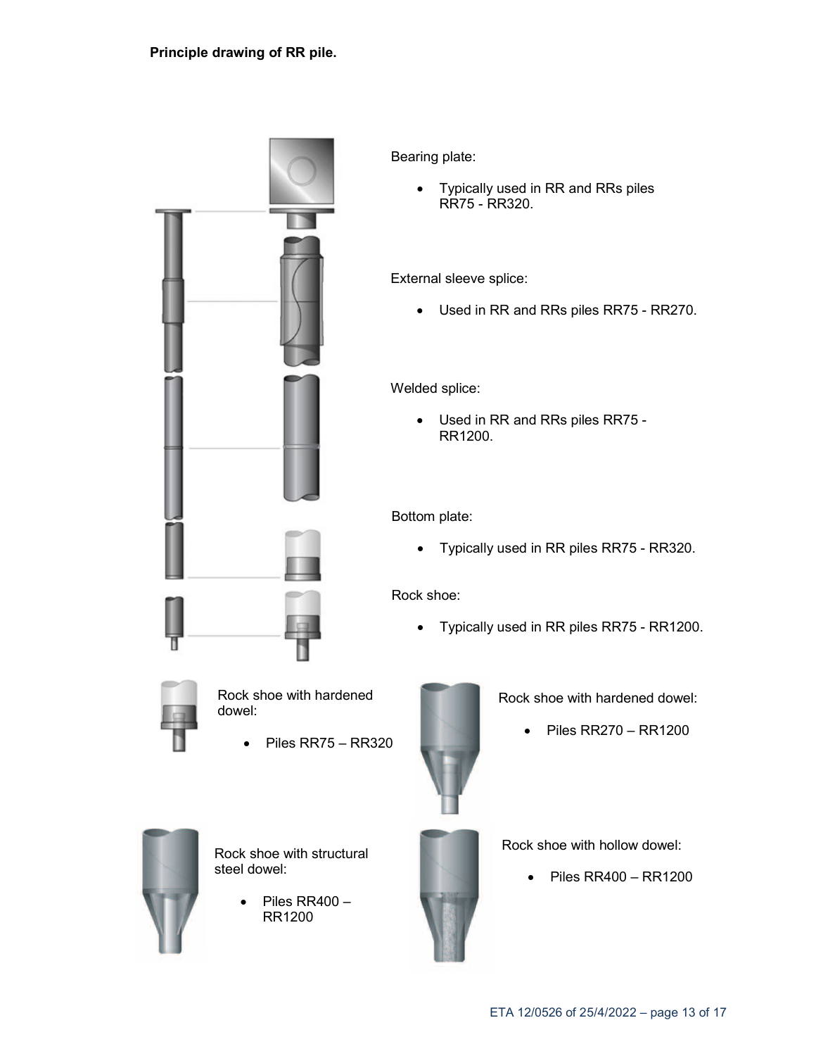**Principle drawing of RR pile.**

Bearing plate:

- Typically used in RR and RRs piles RR75 - RR320.

External sleeve splice:

- Used in RR and RRs piles RR75 - RR270.

Welded splice:

- Used in RR and RRs piles RR75 - RR1200.

Bottom plate:

- Typically used in RR piles RR75 - RR320.

Rock shoe:

- Typically used in RR piles RR75 - RR1200.

Rock shoe with hardened dowel:

- Piles RR75 – RR320

Rock shoe with hardened dowel:

- Piles RR270 – RR1200

Rock shoe with structural steel dowel:

- Piles RR400 – RR1200

Rock shoe with hollow dowel:

- Piles RR400 – RR1200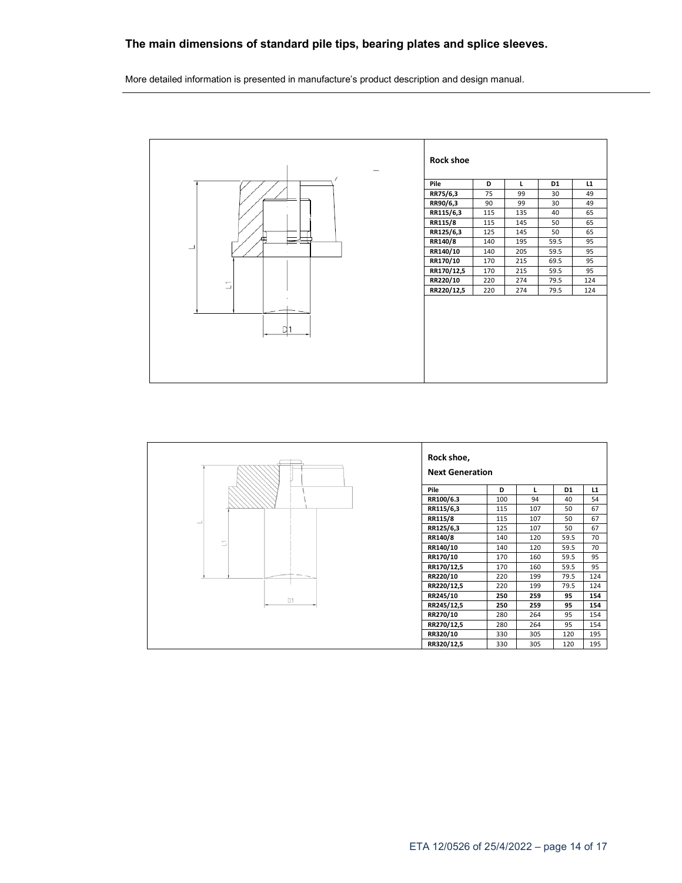## The main dimensions of standard pile tips, bearing plates and splice sleeves.

More detailed information is presented in manufacture's product description and design manual.

**Rock shoe**

| Pile | D | L | D1 | L1 |
|---|---|---|---|---|
| RR75/6,3 | 75 | 99 | 30 | 49 |
| RR90/6,3 | 90 | 99 | 30 | 49 |
| RR115/6,3 | 115 | 135 | 40 | 65 |
| RR115/8 | 115 | 145 | 50 | 65 |
| RR125/6,3 | 125 | 145 | 50 | 65 |
| RR140/8 | 140 | 195 | 59.5 | 95 |
| RR140/10 | 140 | 205 | 59.5 | 95 |
| RR170/10 | 170 | 215 | 69.5 | 95 |
| RR170/12,5 | 170 | 215 | 59.5 | 95 |
| RR220/10 | 220 | 274 | 79.5 | 124 |
| RR220/12,5 | 220 | 274 | 79.5 | 124 |

**Rock shoe, Next Generation**

| Pile | D | L | D1 | L1 |
|---|---|---|---|---|
| RR100/6.3 | 100 | 94 | 40 | 54 |
| RR115/6,3 | 115 | 107 | 50 | 67 |
| RR115/8 | 115 | 107 | 50 | 67 |
| RR125/6,3 | 125 | 107 | 50 | 67 |
| RR140/8 | 140 | 120 | 59.5 | 70 |
| RR140/10 | 140 | 120 | 59.5 | 70 |
| RR170/10 | 170 | 160 | 59.5 | 95 |
| RR170/12,5 | 170 | 160 | 59.5 | 95 |
| RR220/10 | 220 | 199 | 79.5 | 124 |
| RR220/12,5 | 220 | 199 | 79.5 | 124 |
| RR245/10 | **250** | **259** | **95** | **154** |
| RR245/12,5 | **250** | **259** | **95** | **154** |
| RR270/10 | 280 | 264 | 95 | 154 |
| RR270/12,5 | 280 | 264 | 95 | 154 |
| RR320/10 | 330 | 305 | 120 | 195 |
| RR320/12,5 | 330 | 305 | 120 | 195 |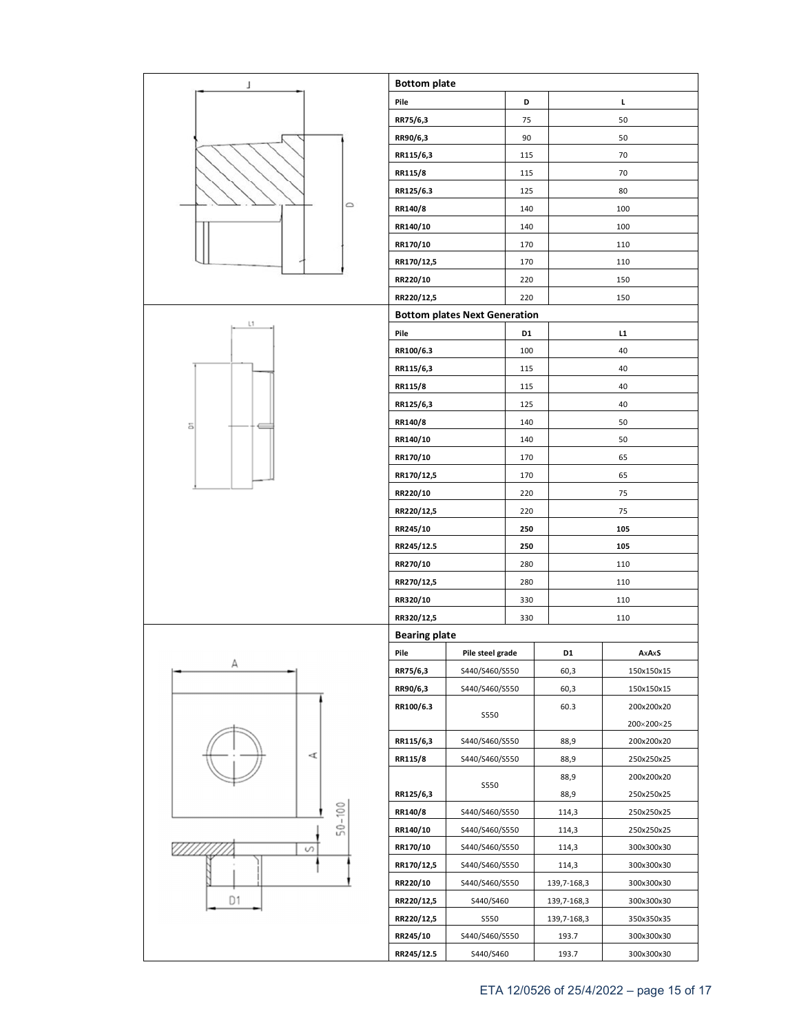**Bottom plate**

| Pile | D | L |
|---|---|---|
| RR75/6,3 | 75 | 50 |
| RR90/6,3 | 90 | 50 |
| RR115/6,3 | 115 | 70 |
| RR115/8 | 115 | 70 |
| RR125/6.3 | 125 | 80 |
| RR140/8 | 140 | 100 |
| RR140/10 | 140 | 100 |
| RR170/10 | 170 | 110 |
| RR170/12,5 | 170 | 110 |
| RR220/10 | 220 | 150 |
| RR220/12,5 | 220 | 150 |

**Bottom plates Next Generation**

| Pile | D1 | L1 |
|---|---|---|
| RR100/6.3 | 100 | 40 |
| RR115/6,3 | 115 | 40 |
| RR115/8 | 115 | 40 |
| RR125/6,3 | 125 | 40 |
| RR140/8 | 140 | 50 |
| RR140/10 | 140 | 50 |
| RR170/10 | 170 | 65 |
| RR170/12,5 | 170 | 65 |
| RR220/10 | 220 | 75 |
| RR220/12,5 | 220 | 75 |
| RR245/10 | **250** | **105** |
| RR245/12.5 | **250** | **105** |
| RR270/10 | 280 | 110 |
| RR270/12,5 | 280 | 110 |
| RR320/10 | 330 | 110 |
| RR320/12,5 | 330 | 110 |

**Bearing plate**

| Pile | Pile steel grade | D1 | AxAxS |
|---|---|---|---|
| RR75/6,3 | S440/S460/S550 | 60,3 | 150x150x15 |
| RR90/6,3 | S440/S460/S550 | 60,3 | 150x150x15 |
| RR100/6.3 | S550 | 60.3 | 200x200x20 |
| | | | 200×200×25 |
| RR115/6,3 | S440/S460/S550 | 88,9 | 200x200x20 |
| RR115/8 | S440/S460/S550 | 88,9 | 250x250x25 |
| RR125/6,3 | S550 | 88,9 | 200x200x20 |
| | | 88,9 | 250x250x25 |
| RR140/8 | S440/S460/S550 | 114,3 | 250x250x25 |
| RR140/10 | S440/S460/S550 | 114,3 | 250x250x25 |
| RR170/10 | S440/S460/S550 | 114,3 | 300x300x30 |
| RR170/12,5 | S440/S460/S550 | 114,3 | 300x300x30 |
| RR220/10 | S440/S460/S550 | 139,7-168,3 | 300x300x30 |
| RR220/12,5 | S440/S460 | 139,7-168,3 | 300x300x30 |
| RR220/12,5 | S550 | 139,7-168,3 | 350x350x35 |
| RR245/10 | S440/S460/S550 | 193.7 | 300x300x30 |
| RR245/12.5 | S440/S460 | 193.7 | 300x300x30 |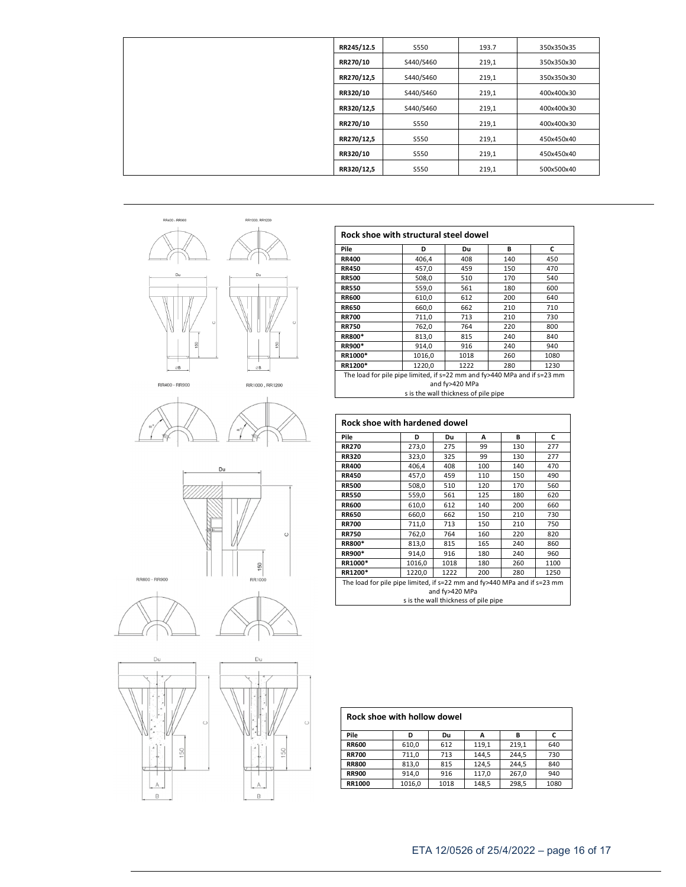| | | | |
|---|---|---|---|
| RR245/12.5 | S550 | 193.7 | 350x350x35 |
| RR270/10 | S440/S460 | 219,1 | 350x350x30 |
| RR270/12,5 | S440/S460 | 219,1 | 350x350x30 |
| RR320/10 | S440/S460 | 219,1 | 400x400x30 |
| RR320/12,5 | S440/S460 | 219,1 | 400x400x30 |
| RR270/10 | S550 | 219,1 | 400x400x30 |
| RR270/12,5 | S550 | 219,1 | 450x450x40 |
| RR320/10 | S550 | 219,1 | 450x450x40 |
| RR320/12,5 | S550 | 219,1 | 500x500x40 |

**Rock shoe with structural steel dowel**

| Pile | D | Du | B | C |
|---|---|---|---|---|
| RR400 | 406,4 | 408 | 140 | 450 |
| RR450 | 457,0 | 459 | 150 | 470 |
| RR500 | 508,0 | 510 | 170 | 540 |
| RR550 | 559,0 | 561 | 180 | 600 |
| RR600 | 610,0 | 612 | 200 | 640 |
| RR650 | 660,0 | 662 | 210 | 710 |
| RR700 | 711,0 | 713 | 210 | 730 |
| RR750 | 762,0 | 764 | 220 | 800 |
| RR800* | 813,0 | 815 | 240 | 840 |
| RR900* | 914,0 | 916 | 240 | 940 |
| RR1000* | 1016,0 | 1018 | 260 | 1080 |
| RR1200* | 1220,0 | 1222 | 280 | 1230 |

The load for pile pipe limited, if s=22 mm and fy>440 MPa and if s=23 mm and fy>420 MPa
s is the wall thickness of pile pipe

**Rock shoe with hardened dowel**

| Pile | D | Du | A | B | C |
|---|---|---|---|---|---|
| RR270 | 273,0 | 275 | 99 | 130 | 277 |
| RR320 | 323,0 | 325 | 99 | 130 | 277 |
| RR400 | 406,4 | 408 | 100 | 140 | 470 |
| RR450 | 457,0 | 459 | 110 | 150 | 490 |
| RR500 | 508,0 | 510 | 120 | 170 | 560 |
| RR550 | 559,0 | 561 | 125 | 180 | 620 |
| RR600 | 610,0 | 612 | 140 | 200 | 660 |
| RR650 | 660,0 | 662 | 150 | 210 | 730 |
| RR700 | 711,0 | 713 | 150 | 210 | 750 |
| RR750 | 762,0 | 764 | 160 | 220 | 820 |
| RR800* | 813,0 | 815 | 165 | 240 | 860 |
| RR900* | 914,0 | 916 | 180 | 240 | 960 |
| RR1000* | 1016,0 | 1018 | 180 | 260 | 1100 |
| RR1200* | 1220,0 | 1222 | 200 | 280 | 1250 |

The load for pile pipe limited, if s=22 mm and fy>440 MPa and if s=23 mm and fy>420 MPa
s is the wall thickness of pile pipe

**Rock shoe with hollow dowel**

| Pile | D | Du | A | B | C |
|---|---|---|---|---|---|
| RR600 | 610,0 | 612 | 119,1 | 219,1 | 640 |
| RR700 | 711,0 | 713 | 144,5 | 244,5 | 730 |
| RR800 | 813,0 | 815 | 124,5 | 244,5 | 840 |
| RR900 | 914,0 | 916 | 117,0 | 267,0 | 940 |
| RR1000 | 1016,0 | 1018 | 148,5 | 298,5 | 1080 |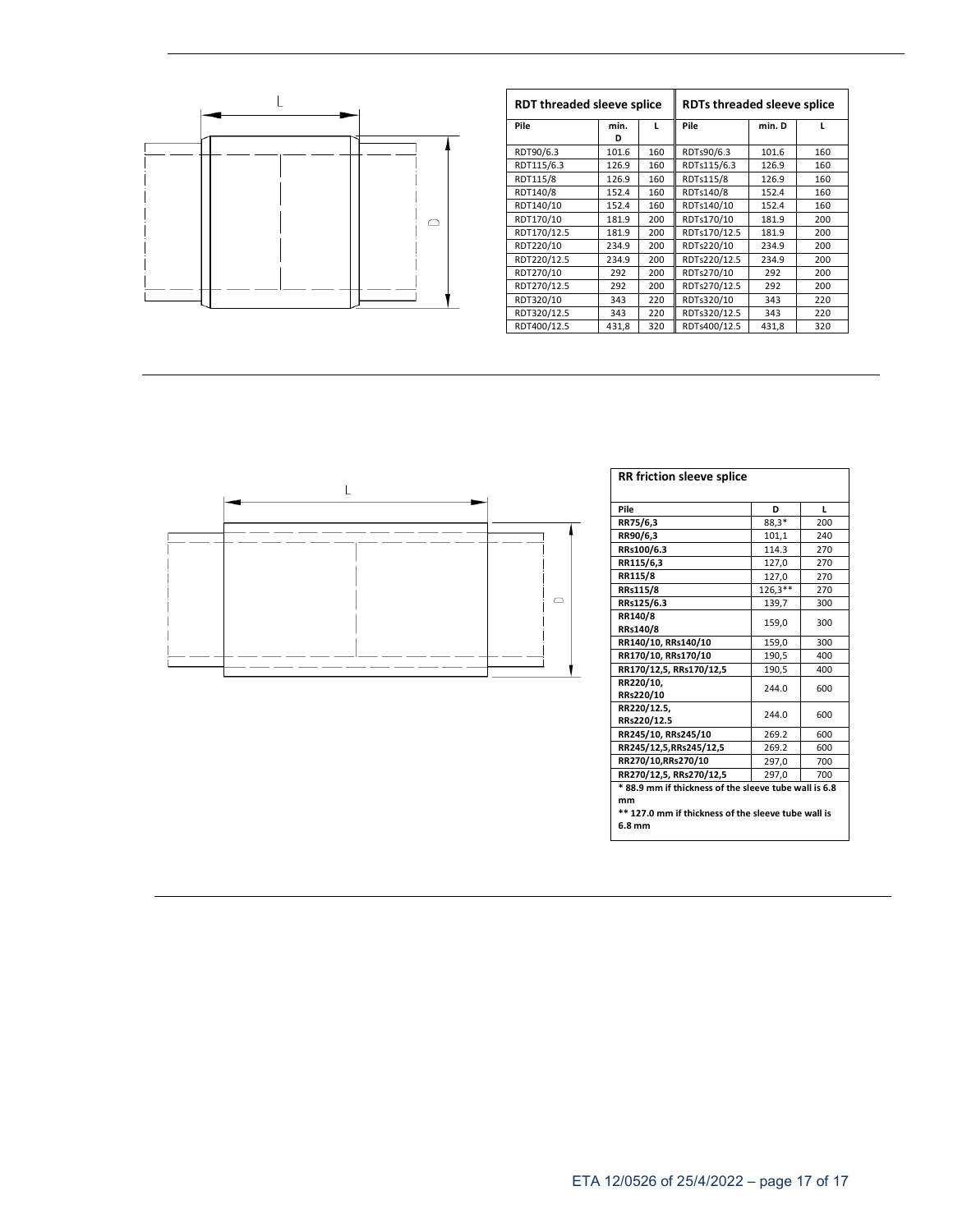L

D

| RDT threaded sleeve splice | | | RDTs threaded sleeve splice | | |
|---|---|---|---|---|---|
| Pile | min. D | L | Pile | min. D | L |
| RDT90/6.3 | 101.6 | 160 | RDTs90/6.3 | 101.6 | 160 |
| RDT115/6.3 | 126.9 | 160 | RDTs115/6.3 | 126.9 | 160 |
| RDT115/8 | 126.9 | 160 | RDTs115/8 | 126.9 | 160 |
| RDT140/8 | 152.4 | 160 | RDTs140/8 | 152.4 | 160 |
| RDT140/10 | 152.4 | 160 | RDTs140/10 | 152.4 | 160 |
| RDT170/10 | 181.9 | 200 | RDTs170/10 | 181.9 | 200 |
| RDT170/12.5 | 181.9 | 200 | RDTs170/12.5 | 181.9 | 200 |
| RDT220/10 | 234.9 | 200 | RDTs220/10 | 234.9 | 200 |
| RDT220/12.5 | 234.9 | 200 | RDTs220/12.5 | 234.9 | 200 |
| RDT270/10 | 292 | 200 | RDTs270/10 | 292 | 200 |
| RDT270/12.5 | 292 | 200 | RDTs270/12.5 | 292 | 200 |
| RDT320/10 | 343 | 220 | RDTs320/10 | 343 | 220 |
| RDT320/12.5 | 343 | 220 | RDTs320/12.5 | 343 | 220 |
| RDT400/12.5 | 431,8 | 320 | RDTs400/12.5 | 431,8 | 320 |

L

D

| RR friction sleeve splice | | |
|---|---|---|
| **Pile** | **D** | **L** |
| **RR75/6,3** | 88,3* | 200 |
| **RR90/6,3** | 101,1 | 240 |
| **RRs100/6.3** | 114.3 | 270 |
| **RR115/6,3** | 127,0 | 270 |
| **RR115/8** | 127,0 | 270 |
| **RRs115/8** | 126,3** | 270 |
| **RRs125/6.3** | 139,7 | 300 |
| **RR140/8 RRs140/8** | 159,0 | 300 |
| **RR140/10, RRs140/10** | 159,0 | 300 |
| **RR170/10, RRs170/10** | 190,5 | 400 |
| **RR170/12,5, RRs170/12,5** | 190,5 | 400 |
| **RR220/10, RRs220/10** | 244.0 | 600 |
| **RR220/12.5, RRs220/12.5** | 244.0 | 600 |
| **RR245/10, RRs245/10** | 269.2 | 600 |
| **RR245/12,5,RRs245/12,5** | 269.2 | 600 |
| **RR270/10,RRs270/10** | 297,0 | 700 |
| **RR270/12,5, RRs270/12,5** | 297,0 | 700 |

**\* 88.9 mm if thickness of the sleeve tube wall is 6.8 mm**

**\*\* 127.0 mm if thickness of the sleeve tube wall is 6.8 mm**